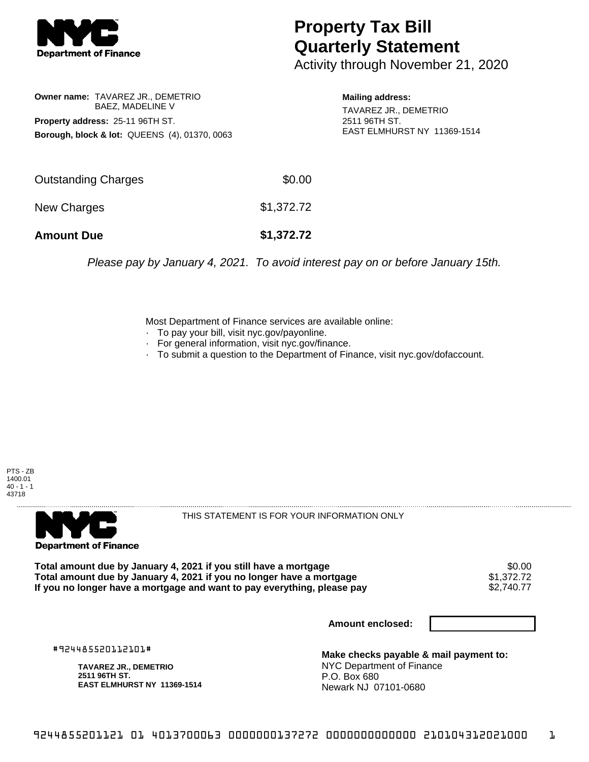# Property Tax Bill Quarterly Statement

Activity through November 21, 2020

**Owner name:** TAVAREZ JR., DEMETRIO
BAEZ, MADELINE V

**Property address:** 25-11 96TH ST.

**Borough, block & lot:** QUEENS (4), 01370, 0063

**Mailing address:**
TAVAREZ JR., DEMETRIO
2511 96TH ST.
EAST ELMHURST NY 11369-1514

| | |
|---|---|
| Outstanding Charges | $0.00 |
| New Charges | $1,372.72 |
| **Amount Due** | **$1,372.72** |

*Please pay by January 4, 2021. To avoid interest pay on or before January 15th.*

Most Department of Finance services are available online:
- To pay your bill, visit nyc.gov/payonline.
- For general information, visit nyc.gov/finance.
- To submit a question to the Department of Finance, visit nyc.gov/dofaccount.

PTS - ZB
1400.01
40 - 1 - 1
43718

THIS STATEMENT IS FOR YOUR INFORMATION ONLY

| | |
|---|---|
| **Total amount due by January 4, 2021 if you still have a mortgage** | $0.00 |
| **Total amount due by January 4, 2021 if you no longer have a mortgage** | $1,372.72 |
| **If you no longer have a mortgage and want to pay everything, please pay** | $2,740.77 |

**Amount enclosed:**

#924485520112101#

**TAVAREZ JR., DEMETRIO**
**2511 96TH ST.**
**EAST ELMHURST NY 11369-1514**

**Make checks payable & mail payment to:**
NYC Department of Finance
P.O. Box 680
Newark NJ 07101-0680

924485520112101 01 4013700063 0000000137272 0000000000000 210104312021000 1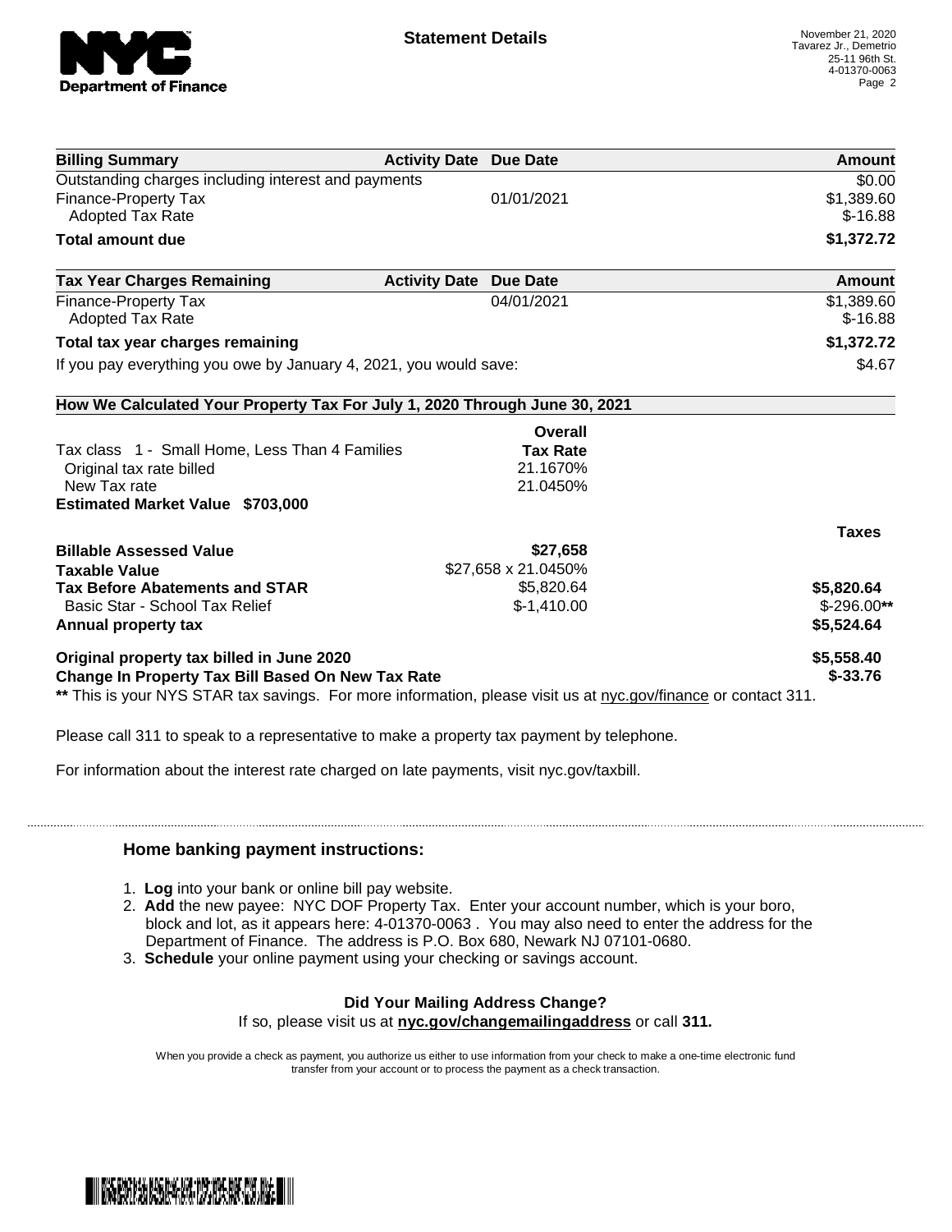# Statement Details

November 21, 2020
Tavarez Jr., Demetrio
25-11 96th St.
4-01370-0063

| Billing Summary | Activity Date | Due Date | Amount |
|---|---|---|---|
| Outstanding charges including interest and payments | | | $0.00 |
| Finance-Property Tax | | 01/01/2021 | $1,389.60 |
| Adopted Tax Rate | | | $-16.88 |
| **Total amount due** | | | **$1,372.72** |

| Tax Year Charges Remaining | Activity Date | Due Date | Amount |
|---|---|---|---|
| Finance-Property Tax | | 04/01/2021 | $1,389.60 |
| Adopted Tax Rate | | | $-16.88 |
| **Total tax year charges remaining** | | | **$1,372.72** |
| If you pay everything you owe by January 4, 2021, you would save: | | | $4.67 |

**How We Calculated Your Property Tax For July 1, 2020 Through June 30, 2021**

| | Overall Tax Rate | Taxes |
|---|---|---|
| Tax class 1 - Small Home, Less Than 4 Families | | |
| Original tax rate billed | 21.1670% | |
| New Tax rate | 21.0450% | |
| **Estimated Market Value $703,000** | | |
| **Billable Assessed Value** | **$27,658** | |
| **Taxable Value** | $27,658 x 21.0450% | |
| **Tax Before Abatements and STAR** | $5,820.64 | **$5,820.64** |
| Basic Star - School Tax Relief | $-1,410.00 | $-296.00** |
| **Annual property tax** | | **$5,524.64** |
| **Original property tax billed in June 2020** | | **$5,558.40** |
| **Change In Property Tax Bill Based On New Tax Rate** | | **$-33.76** |

** This is your NYS STAR tax savings. For more information, please visit us at nyc.gov/finance or contact 311.

Please call 311 to speak to a representative to make a property tax payment by telephone.

For information about the interest rate charged on late payments, visit nyc.gov/taxbill.

## Home banking payment instructions:

1. **Log** into your bank or online bill pay website.
2. **Add** the new payee: NYC DOF Property Tax. Enter your account number, which is your boro, block and lot, as it appears here: 4-01370-0063 . You may also need to enter the address for the Department of Finance. The address is P.O. Box 680, Newark NJ 07101-0680.
3. **Schedule** your online payment using your checking or savings account.

**Did Your Mailing Address Change?**
If so, please visit us at **nyc.gov/changemailingaddress** or call **311.**

When you provide a check as payment, you authorize us either to use information from your check to make a one-time electronic fund transfer from your account or to process the payment as a check transaction.